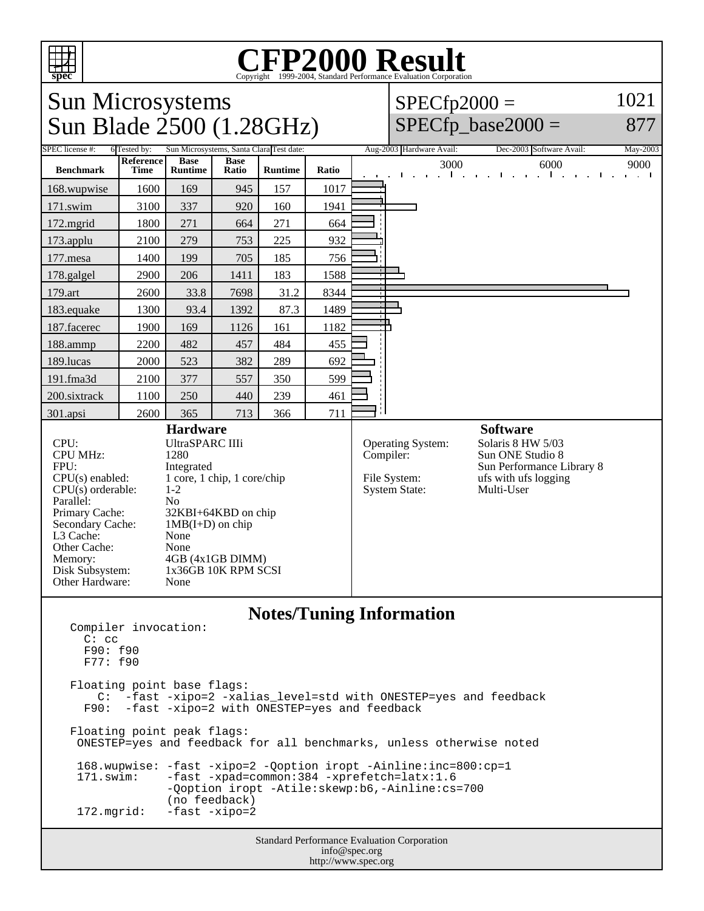# CFP2000 Result

Copyright 1999-2004, Standard Performance Evaluation Corporation

## Sun Microsystems
## Sun Blade 2500 (1.28GHz)

SPECfp2000 = 1021

SPECfp_base2000 = 877

SPEC license #: 6 | Tested by: Sun Microsystems, Santa Clara | Test date: Aug-2003 | Hardware Avail: Dec-2003 | Software Avail: May-2003

| Benchmark | Reference Time | Base Runtime | Base Ratio | Runtime | Ratio |
|---|---|---|---|---|---|
| 168.wupwise | 1600 | 169 | 945 | 157 | 1017 |
| 171.swim | 3100 | 337 | 920 | 160 | 1941 |
| 172.mgrid | 1800 | 271 | 664 | 271 | 664 |
| 173.applu | 2100 | 279 | 753 | 225 | 932 |
| 177.mesa | 1400 | 199 | 705 | 185 | 756 |
| 178.galgel | 2900 | 206 | 1411 | 183 | 1588 |
| 179.art | 2600 | 33.8 | 7698 | 31.2 | 8344 |
| 183.equake | 1300 | 93.4 | 1392 | 87.3 | 1489 |
| 187.facerec | 1900 | 169 | 1126 | 161 | 1182 |
| 188.ammp | 2200 | 482 | 457 | 484 | 455 |
| 189.lucas | 2000 | 523 | 382 | 289 | 692 |
| 191.fma3d | 2100 | 377 | 557 | 350 | 599 |
| 200.sixtrack | 1100 | 250 | 440 | 239 | 461 |
| 301.apsi | 2600 | 365 | 713 | 366 | 711 |

### Hardware

| | |
|---|---|
| CPU: | UltraSPARC IIIi |
| CPU MHz: | 1280 |
| FPU: | Integrated |
| CPU(s) enabled: | 1 core, 1 chip, 1 core/chip |
| CPU(s) orderable: | 1-2 |
| Parallel: | No |
| Primary Cache: | 32KBI+64KBD on chip |
| Secondary Cache: | 1MB(I+D) on chip |
| L3 Cache: | None |
| Other Cache: | None |
| Memory: | 4GB (4x1GB DIMM) |
| Disk Subsystem: | 1x36GB 10K RPM SCSI |
| Other Hardware: | None |

### Software

| | |
|---|---|
| Operating System: | Solaris 8 HW 5/03 |
| Compiler: | Sun ONE Studio 8<br>Sun Performance Library 8 |
| File System: | ufs with ufs logging |
| System State: | Multi-User |

## Notes/Tuning Information

```
Compiler invocation:
  C: cc
  F90: f90
  F77: f90

Floating point base flags:
    C:  -fast -xipo=2 -xalias_level=std with ONESTEP=yes and feedback
  F90:  -fast -xipo=2 with ONESTEP=yes and feedback

Floating point peak flags:
 ONESTEP=yes and feedback for all benchmarks, unless otherwise noted

 168.wupwise: -fast -xipo=2 -Qoption iropt -Ainline:inc=800:cp=1
 171.swim:    -fast -xpad=common:384 -xprefetch=latx:1.6
              -Qoption iropt -Atile:skewp:b6,-Ainline:cs=700
              (no feedback)
 172.mgrid:   -fast -xipo=2
```

Standard Performance Evaluation Corporation
info@spec.org
http://www.spec.org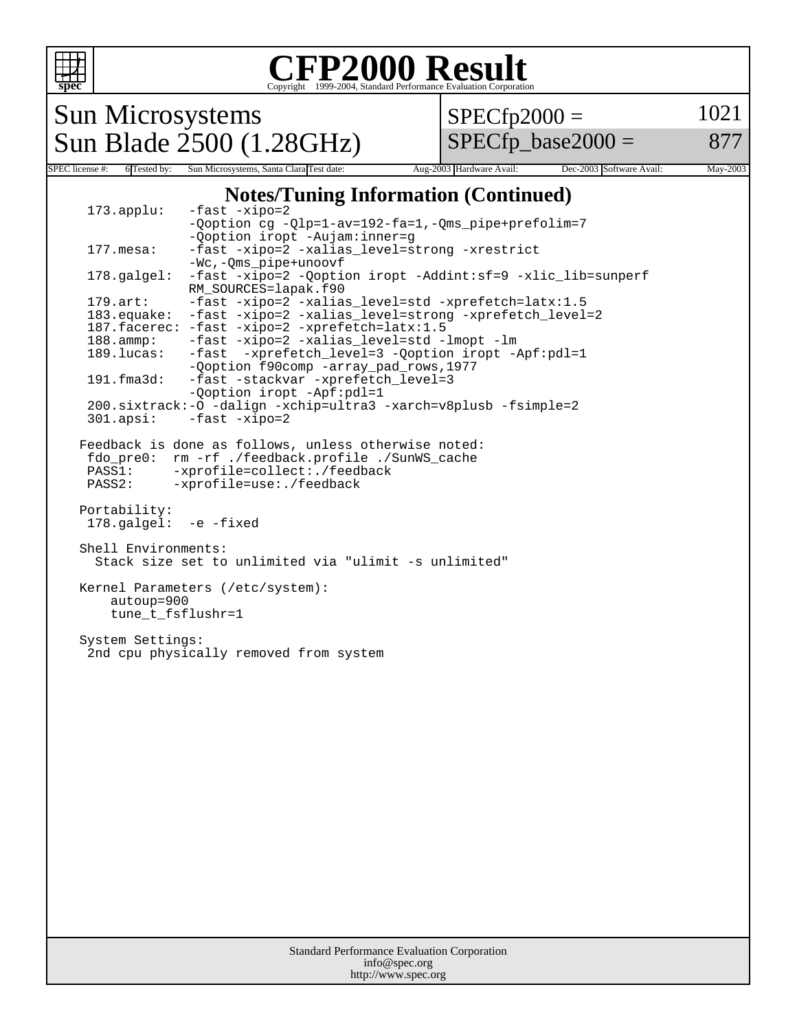# CFP2000 Result

Copyright 1999-2004, Standard Performance Evaluation Corporation

## Sun Microsystems
## Sun Blade 2500 (1.28GHz)

| | |
|---|---|
| SPECfp2000 = | 1021 |
| SPECfp_base2000 = | 877 |

| SPEC license #: | 6 | Tested by: | Sun Microsystems, Santa Clara | Test date: | Aug-2003 | Hardware Avail: | Dec-2003 | Software Avail: | May-2003 |
|---|---|---|---|---|---|---|---|---|---|

### Notes/Tuning Information (Continued)

```
 173.applu:    -fast -xipo=2
               -Qoption cg -Qlp=1-av=192-fa=1,-Qms_pipe+prefolim=7
               -Qoption iropt -Aujam:inner=g
 177.mesa:     -fast -xipo=2 -xalias_level=strong -xrestrict
               -Wc,-Qms_pipe+unoovf
 178.galgel:   -fast -xipo=2 -Qoption iropt -Addint:sf=9 -xlic_lib=sunperf
               RM_SOURCES=lapak.f90
 179.art:      -fast -xipo=2 -xalias_level=std -xprefetch=latx:1.5
 183.equake:   -fast -xipo=2 -xalias_level=strong -xprefetch_level=2
 187.facerec:  -fast -xipo=2 -xprefetch=latx:1.5
 188.ammp:     -fast -xipo=2 -xalias_level=std -lmopt -lm
 189.lucas:    -fast  -xprefetch_level=3 -Qoption iropt -Apf:pdl=1
               -Qoption f90comp -array_pad_rows,1977
 191.fma3d:    -fast -stackvar -xprefetch_level=3
               -Qoption iropt -Apf:pdl=1
 200.sixtrack:-O -dalign -xchip=ultra3 -xarch=v8plusb -fsimple=2
 301.apsi:     -fast -xipo=2

Feedback is done as follows, unless otherwise noted:
 fdo_pre0:  rm -rf ./feedback.profile ./SunWS_cache
 PASS1:     -xprofile=collect:./feedback
 PASS2:     -xprofile=use:./feedback

Portability:
 178.galgel:  -e -fixed

Shell Environments:
  Stack size set to unlimited via "ulimit -s unlimited"

Kernel Parameters (/etc/system):
    autoup=900
    tune_t_fsflushr=1

System Settings:
 2nd cpu physically removed from system
```

Standard Performance Evaluation Corporation
info@spec.org
http://www.spec.org